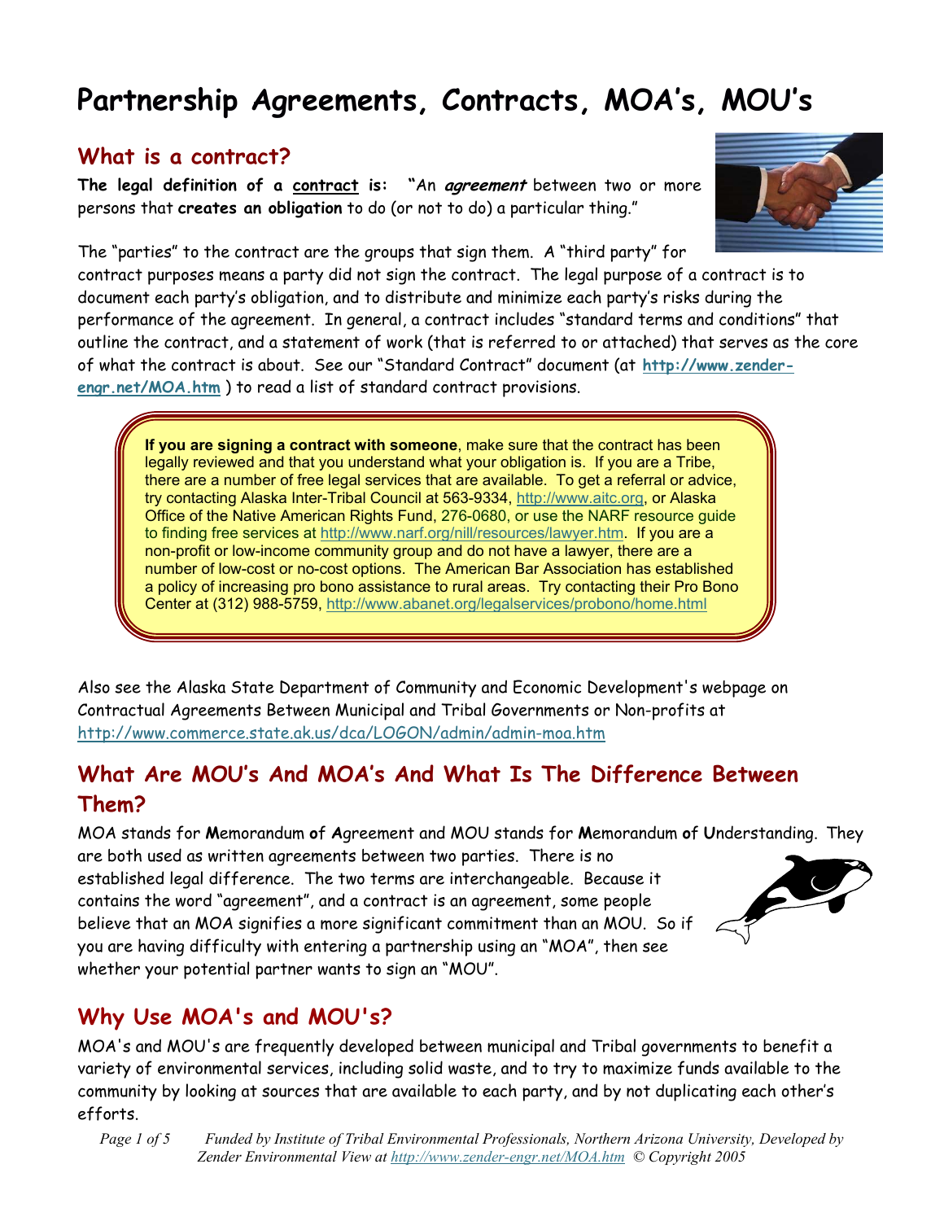# Partnership Agreements, Contracts, MOA's, MOU's

## What is a contract?

**The legal definition of a contract is: "**An ***agreement*** between two or more persons that **creates an obligation** to do (or not to do) a particular thing."

The "parties" to the contract are the groups that sign them. A "third party" for contract purposes means a party did not sign the contract. The legal purpose of a contract is to document each party's obligation, and to distribute and minimize each party's risks during the performance of the agreement. In general, a contract includes "standard terms and conditions" that outline the contract, and a statement of work (that is referred to or attached) that serves as the core of what the contract is about. See our "Standard Contract" document (at **http://www.zender-engr.net/MOA.htm** ) to read a list of standard contract provisions.

> **If you are signing a contract with someone**, make sure that the contract has been legally reviewed and that you understand what your obligation is. If you are a Tribe, there are a number of free legal services that are available. To get a referral or advice, try contacting Alaska Inter-Tribal Council at 563-9334, http://www.aitc.org, or Alaska Office of the Native American Rights Fund, 276-0680, or use the NARF resource guide to finding free services at http://www.narf.org/nill/resources/lawyer.htm. If you are a non-profit or low-income community group and do not have a lawyer, there are a number of low-cost or no-cost options. The American Bar Association has established a policy of increasing pro bono assistance to rural areas. Try contacting their Pro Bono Center at (312) 988-5759, http://www.abanet.org/legalservices/probono/home.html

Also see the Alaska State Department of Community and Economic Development's webpage on Contractual Agreements Between Municipal and Tribal Governments or Non-profits at http://www.commerce.state.ak.us/dca/LOGON/admin/admin-moa.htm

## What Are MOU's And MOA's And What Is The Difference Between Them?

MOA stands for **M**emorandum **o**f **A**greement and MOU stands for **M**emorandum **o**f **U**nderstanding. They are both used as written agreements between two parties. There is no established legal difference. The two terms are interchangeable. Because it contains the word "agreement", and a contract is an agreement, some people believe that an MOA signifies a more significant commitment than an MOU. So if you are having difficulty with entering a partnership using an "MOA", then see whether your potential partner wants to sign an "MOU".

## Why Use MOA's and MOU's?

MOA's and MOU's are frequently developed between municipal and Tribal governments to benefit a variety of environmental services, including solid waste, and to try to maximize funds available to the community by looking at sources that are available to each party, and by not duplicating each other's efforts.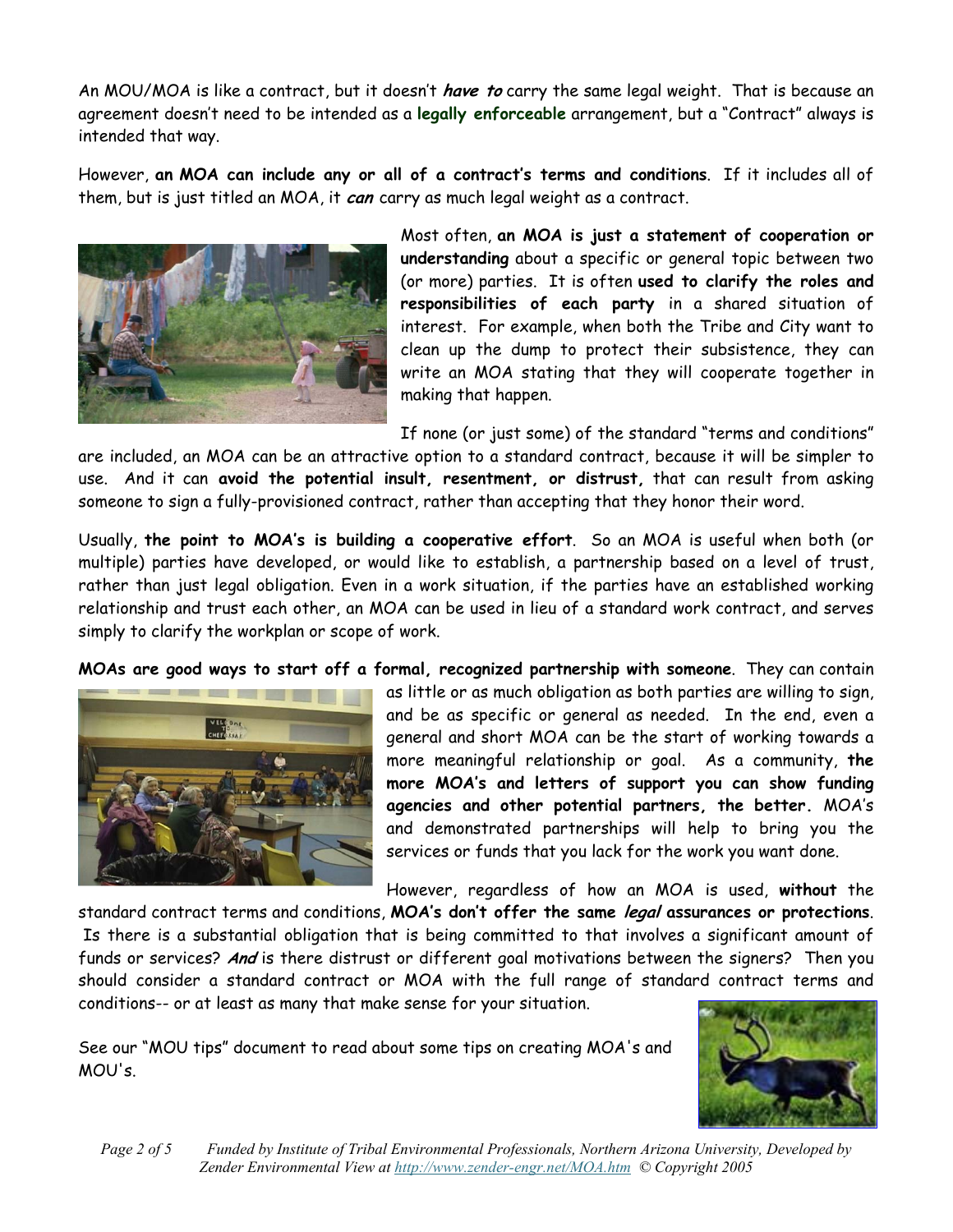An MOU/MOA is like a contract, but it doesn't ***have to*** carry the same legal weight. That is because an agreement doesn't need to be intended as a **legally enforceable** arrangement, but a "Contract" always is intended that way.

However, **an MOA can include any or all of a contract's terms and conditions**. If it includes all of them, but is just titled an MOA, it ***can*** carry as much legal weight as a contract.

Most often, **an MOA is just a statement of cooperation or understanding** about a specific or general topic between two (or more) parties. It is often **used to clarify the roles and responsibilities of each party** in a shared situation of interest. For example, when both the Tribe and City want to clean up the dump to protect their subsistence, they can write an MOA stating that they will cooperate together in making that happen.

If none (or just some) of the standard "terms and conditions" are included, an MOA can be an attractive option to a standard contract, because it will be simpler to use. And it can **avoid the potential insult, resentment, or distrust,** that can result from asking someone to sign a fully-provisioned contract, rather than accepting that they honor their word.

Usually, **the point to MOA's is building a cooperative effort**. So an MOA is useful when both (or multiple) parties have developed, or would like to establish, a partnership based on a level of trust, rather than just legal obligation. Even in a work situation, if the parties have an established working relationship and trust each other, an MOA can be used in lieu of a standard work contract, and serves simply to clarify the workplan or scope of work.

**MOAs are good ways to start off a formal, recognized partnership with someone**. They can contain as little or as much obligation as both parties are willing to sign, and be as specific or general as needed. In the end, even a general and short MOA can be the start of working towards a more meaningful relationship or goal. As a community, **the more MOA's and letters of support you can show funding agencies and other potential partners, the better.** MOA's and demonstrated partnerships will help to bring you the services or funds that you lack for the work you want done.

However, regardless of how an MOA is used, **without** the standard contract terms and conditions, **MOA's don't offer the same *legal* assurances or protections**. Is there is a substantial obligation that is being committed to that involves a significant amount of funds or services? ***And*** is there distrust or different goal motivations between the signers? Then you should consider a standard contract or MOA with the full range of standard contract terms and conditions-- or at least as many that make sense for your situation.

See our "MOU tips" document to read about some tips on creating MOA's and MOU's.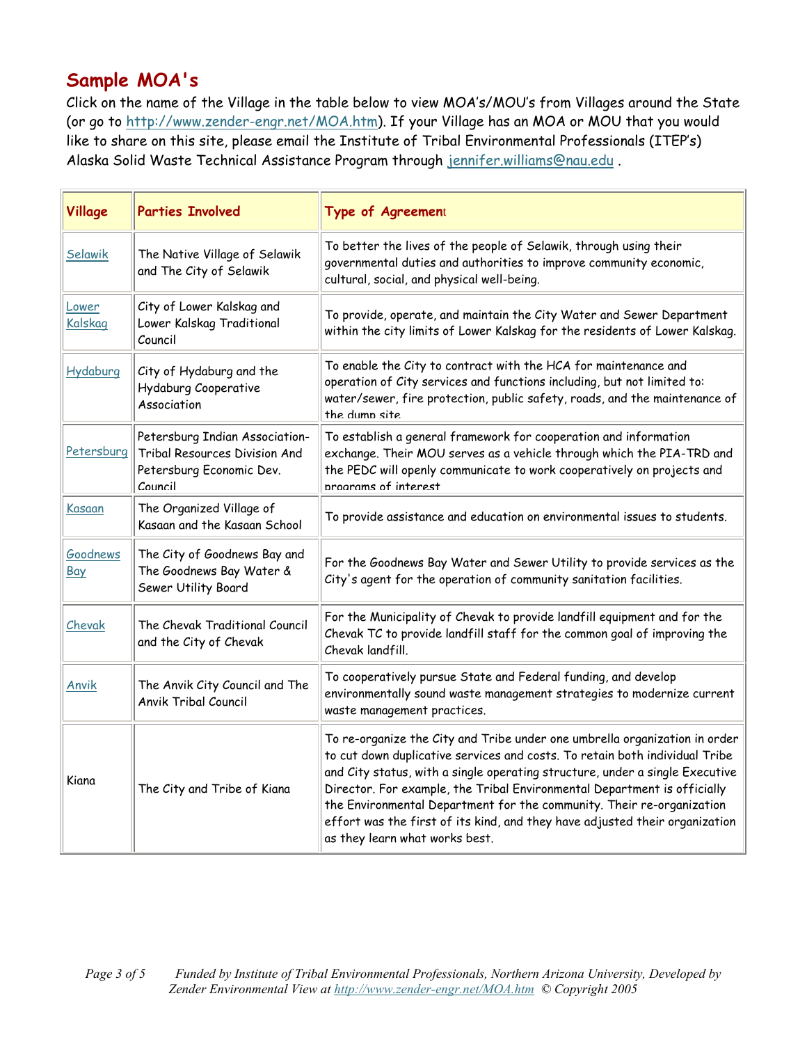## Sample MOA's

Click on the name of the Village in the table below to view MOA's/MOU's from Villages around the State (or go to http://www.zender-engr.net/MOA.htm). If your Village has an MOA or MOU that you would like to share on this site, please email the Institute of Tribal Environmental Professionals (ITEP's) Alaska Solid Waste Technical Assistance Program through jennifer.williams@nau.edu .

| Village | Parties Involved | Type of Agreement |
|---|---|---|
| Selawik | The Native Village of Selawik and The City of Selawik | To better the lives of the people of Selawik, through using their governmental duties and authorities to improve community economic, cultural, social, and physical well-being. |
| Lower Kalskag | City of Lower Kalskag and Lower Kalskag Traditional Council | To provide, operate, and maintain the City Water and Sewer Department within the city limits of Lower Kalskag for the residents of Lower Kalskag. |
| Hydaburg | City of Hydaburg and the Hydaburg Cooperative Association | To enable the City to contract with the HCA for maintenance and operation of City services and functions including, but not limited to: water/sewer, fire protection, public safety, roads, and the maintenance of the dump site |
| Petersburg | Petersburg Indian Association-Tribal Resources Division And Petersburg Economic Dev. Council | To establish a general framework for cooperation and information exchange. Their MOU serves as a vehicle through which the PIA-TRD and the PEDC will openly communicate to work cooperatively on projects and programs of interest |
| Kasaan | The Organized Village of Kasaan and the Kasaan School | To provide assistance and education on environmental issues to students. |
| Goodnews Bay | The City of Goodnews Bay and The Goodnews Bay Water & Sewer Utility Board | For the Goodnews Bay Water and Sewer Utility to provide services as the City's agent for the operation of community sanitation facilities. |
| Chevak | The Chevak Traditional Council and the City of Chevak | For the Municipality of Chevak to provide landfill equipment and for the Chevak TC to provide landfill staff for the common goal of improving the Chevak landfill. |
| Anvik | The Anvik City Council and The Anvik Tribal Council | To cooperatively pursue State and Federal funding, and develop environmentally sound waste management strategies to modernize current waste management practices. |
| Kiana | The City and Tribe of Kiana | To re-organize the City and Tribe under one umbrella organization in order to cut down duplicative services and costs. To retain both individual Tribe and City status, with a single operating structure, under a single Executive Director. For example, the Tribal Environmental Department is officially the Environmental Department for the community. Their re-organization effort was the first of its kind, and they have adjusted their organization as they learn what works best. |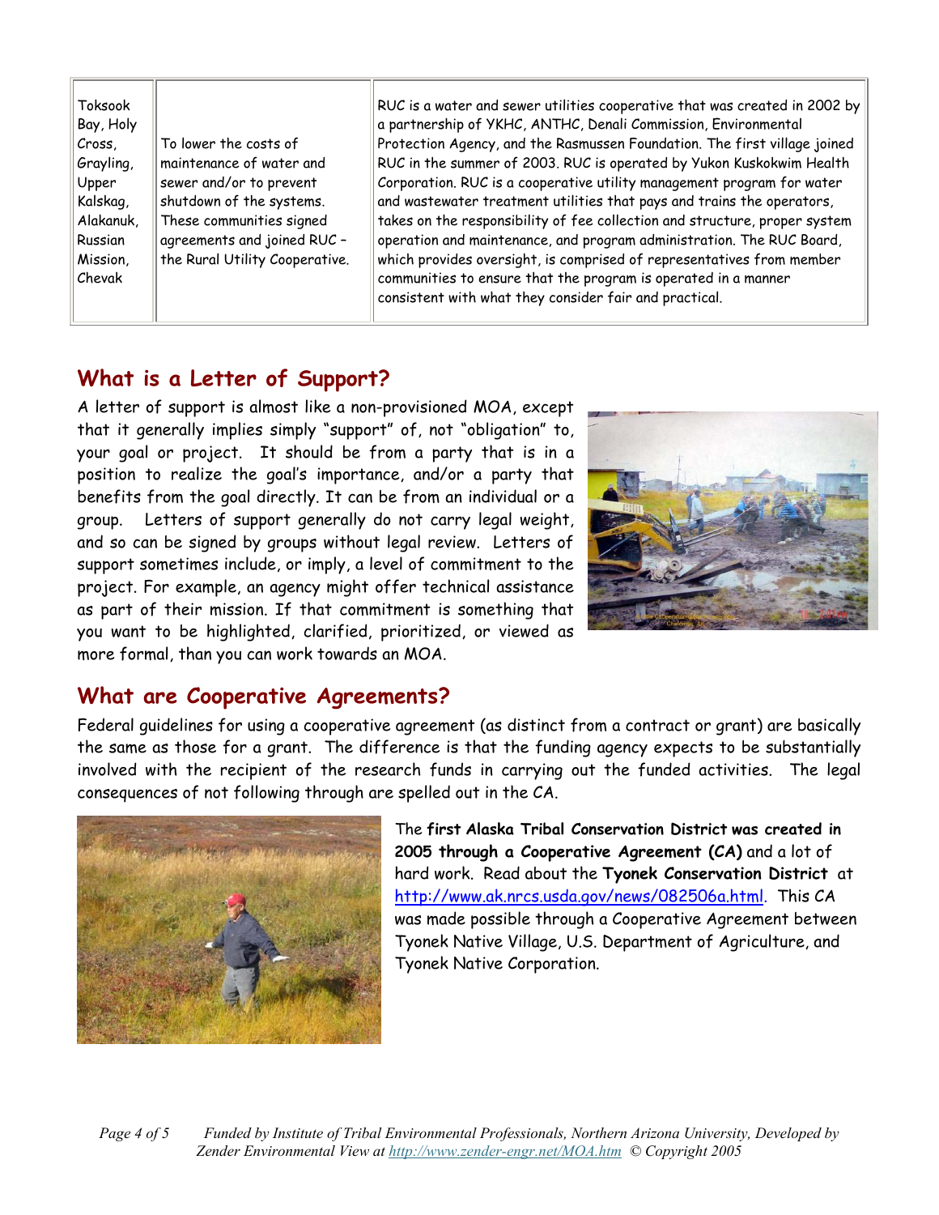| Toksook Bay, Holy Cross, Grayling, Upper Kalskag, Alakanuk, Russian Mission, Chevak | To lower the costs of maintenance of water and sewer and/or to prevent shutdown of the systems. These communities signed agreements and joined RUC – the Rural Utility Cooperative. | RUC is a water and sewer utilities cooperative that was created in 2002 by a partnership of YKHC, ANTHC, Denali Commission, Environmental Protection Agency, and the Rasmussen Foundation. The first village joined RUC in the summer of 2003. RUC is operated by Yukon Kuskokwim Health Corporation. RUC is a cooperative utility management program for water and wastewater treatment utilities that pays and trains the operators, takes on the responsibility of fee collection and structure, proper system operation and maintenance, and program administration. The RUC Board, which provides oversight, is comprised of representatives from member communities to ensure that the program is operated in a manner consistent with what they consider fair and practical. |
|---|---|---|

## What is a Letter of Support?

A letter of support is almost like a non-provisioned MOA, except that it generally implies simply "support" of, not "obligation" to, your goal or project. It should be from a party that is in a position to realize the goal's importance, and/or a party that benefits from the goal directly. It can be from an individual or a group. Letters of support generally do not carry legal weight, and so can be signed by groups without legal review. Letters of support sometimes include, or imply, a level of commitment to the project. For example, an agency might offer technical assistance as part of their mission. If that commitment is something that you want to be highlighted, clarified, prioritized, or viewed as more formal, than you can work towards an MOA.

## What are Cooperative Agreements?

Federal guidelines for using a cooperative agreement (as distinct from a contract or grant) are basically the same as those for a grant. The difference is that the funding agency expects to be substantially involved with the recipient of the research funds in carrying out the funded activities. The legal consequences of not following through are spelled out in the CA.

The **first Alaska Tribal Conservation District was created in 2005 through a Cooperative Agreement (CA)** and a lot of hard work. Read about the **Tyonek Conservation District** at http://www.ak.nrcs.usda.gov/news/082506a.html. This CA was made possible through a Cooperative Agreement between Tyonek Native Village, U.S. Department of Agriculture, and Tyonek Native Corporation.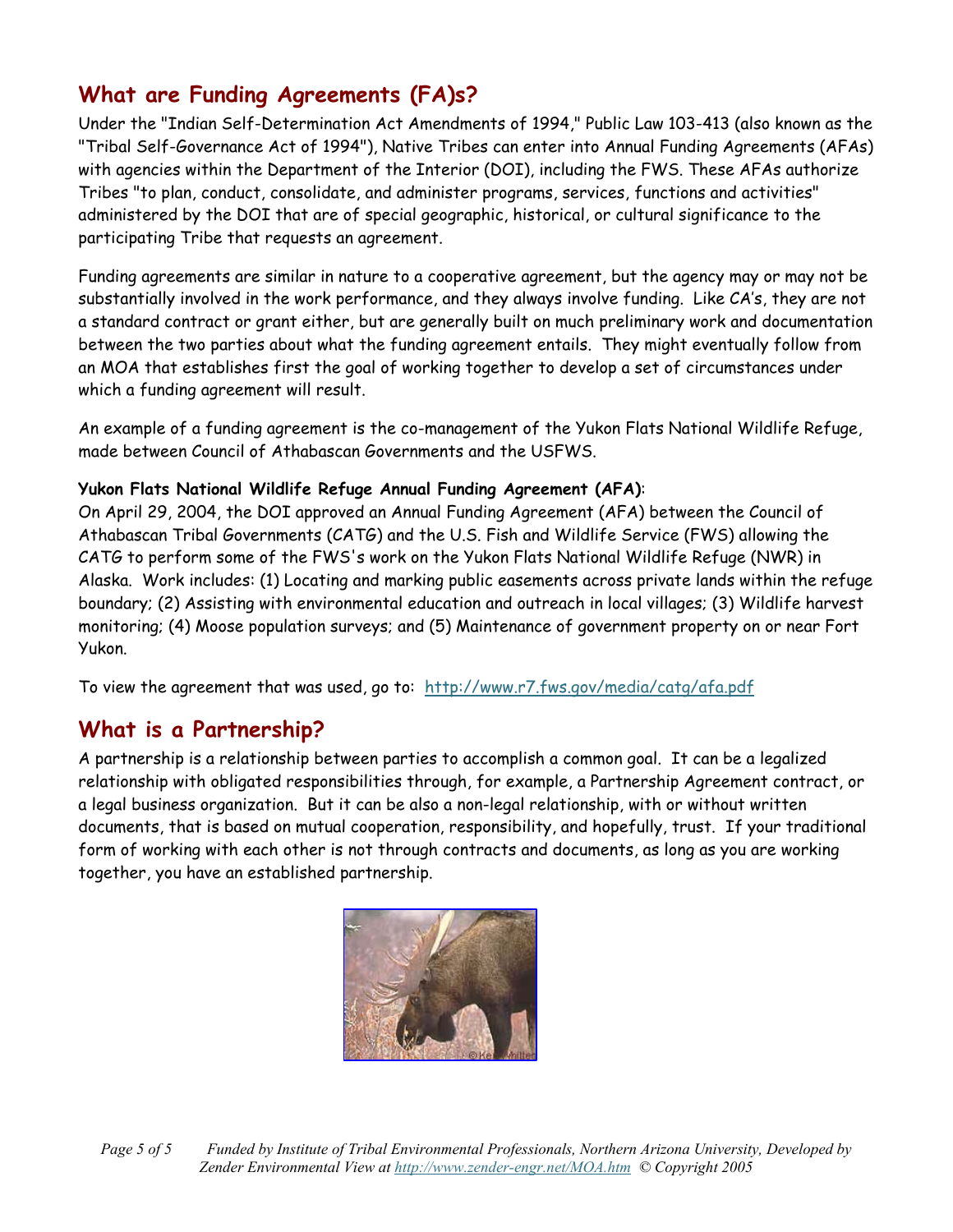## What are Funding Agreements (FA)s?

Under the "Indian Self-Determination Act Amendments of 1994," Public Law 103-413 (also known as the "Tribal Self-Governance Act of 1994"), Native Tribes can enter into Annual Funding Agreements (AFAs) with agencies within the Department of the Interior (DOI), including the FWS. These AFAs authorize Tribes "to plan, conduct, consolidate, and administer programs, services, functions and activities" administered by the DOI that are of special geographic, historical, or cultural significance to the participating Tribe that requests an agreement.

Funding agreements are similar in nature to a cooperative agreement, but the agency may or may not be substantially involved in the work performance, and they always involve funding. Like CA's, they are not a standard contract or grant either, but are generally built on much preliminary work and documentation between the two parties about what the funding agreement entails. They might eventually follow from an MOA that establishes first the goal of working together to develop a set of circumstances under which a funding agreement will result.

An example of a funding agreement is the co-management of the Yukon Flats National Wildlife Refuge, made between Council of Athabascan Governments and the USFWS.

**Yukon Flats National Wildlife Refuge Annual Funding Agreement (AFA)**:

On April 29, 2004, the DOI approved an Annual Funding Agreement (AFA) between the Council of Athabascan Tribal Governments (CATG) and the U.S. Fish and Wildlife Service (FWS) allowing the CATG to perform some of the FWS's work on the Yukon Flats National Wildlife Refuge (NWR) in Alaska. Work includes: (1) Locating and marking public easements across private lands within the refuge boundary; (2) Assisting with environmental education and outreach in local villages; (3) Wildlife harvest monitoring; (4) Moose population surveys; and (5) Maintenance of government property on or near Fort Yukon.

To view the agreement that was used, go to: http://www.r7.fws.gov/media/catg/afa.pdf

## What is a Partnership?

A partnership is a relationship between parties to accomplish a common goal. It can be a legalized relationship with obligated responsibilities through, for example, a Partnership Agreement contract, or a legal business organization. But it can be also a non-legal relationship, with or without written documents, that is based on mutual cooperation, responsibility, and hopefully, trust. If your traditional form of working with each other is not through contracts and documents, as long as you are working together, you have an established partnership.

*Funded by Institute of Tribal Environmental Professionals, Northern Arizona University, Developed by Zender Environmental View at http://www.zender-engr.net/MOA.htm © Copyright 2005*